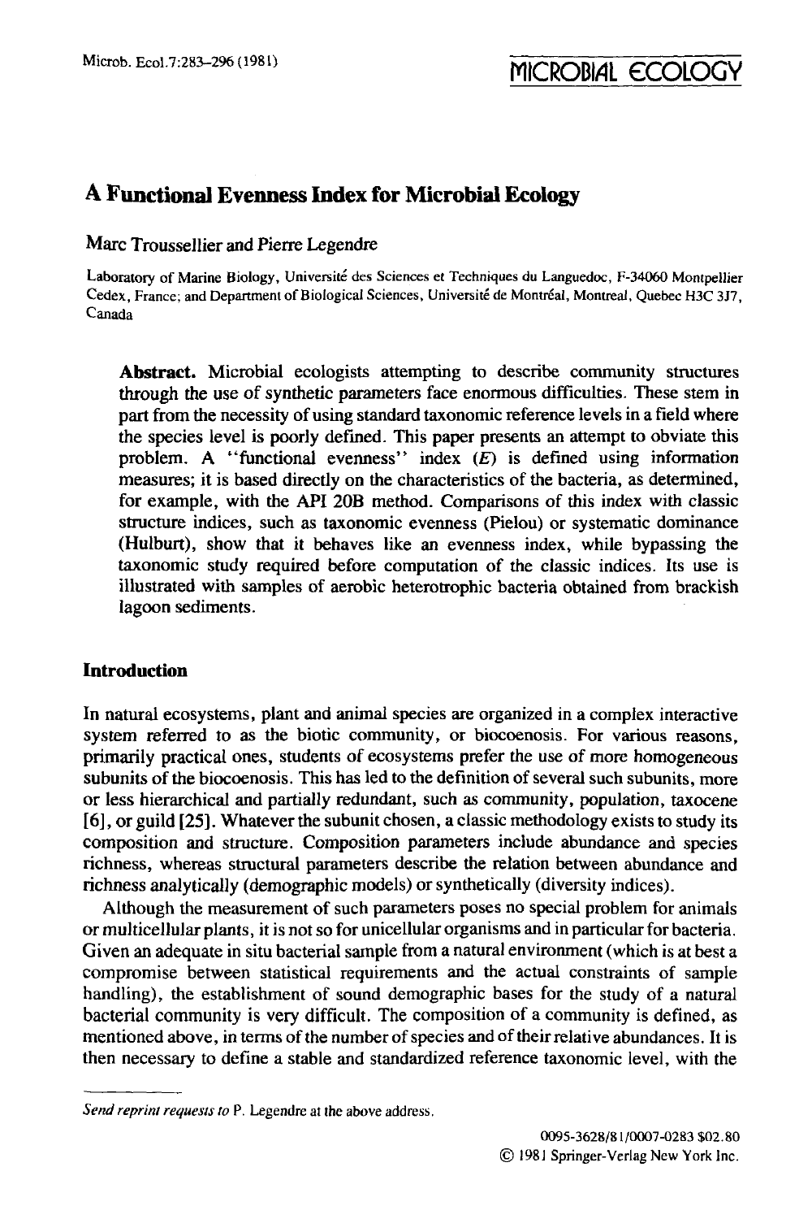# A Functional Evenness Index for Microbial Ecology

Marc Troussellier and Pierre Legendre

Laboratory of Marine Biology, Université des Sciences et Techniques du Languedoc, F-34060 Montpellier Cedex, France; and Department of Biological Sciences, Université de Montréal, Montreal, Quebec H3C 3J7, Canada

**Abstract.** Microbial ecologists attempting to describe community structures through the use of synthetic parameters face enormous difficulties. These stem in part from the necessity of using standard taxonomic reference levels in a field where the species level is poorly defined. This paper presents an attempt to obviate this problem. A "functional evenness" index ($E$) is defined using information measures; it is based directly on the characteristics of the bacteria, as determined, for example, with the API 20B method. Comparisons of this index with classic structure indices, such as taxonomic evenness (Pielou) or systematic dominance (Hulburt), show that it behaves like an evenness index, while bypassing the taxonomic study required before computation of the classic indices. Its use is illustrated with samples of aerobic heterotrophic bacteria obtained from brackish lagoon sediments.

## Introduction

In natural ecosystems, plant and animal species are organized in a complex interactive system referred to as the biotic community, or biocoenosis. For various reasons, primarily practical ones, students of ecosystems prefer the use of more homogeneous subunits of the biocoenosis. This has led to the definition of several such subunits, more or less hierarchical and partially redundant, such as community, population, taxocene [6], or guild [25]. Whatever the subunit chosen, a classic methodology exists to study its composition and structure. Composition parameters include abundance and species richness, whereas structural parameters describe the relation between abundance and richness analytically (demographic models) or synthetically (diversity indices).

Although the measurement of such parameters poses no special problem for animals or multicellular plants, it is not so for unicellular organisms and in particular for bacteria. Given an adequate in situ bacterial sample from a natural environment (which is at best a compromise between statistical requirements and the actual constraints of sample handling), the establishment of sound demographic bases for the study of a natural bacterial community is very difficult. The composition of a community is defined, as mentioned above, in terms of the number of species and of their relative abundances. It is then necessary to define a stable and standardized reference taxonomic level, with the

*Send reprint requests to* P. Legendre at the above address.

0095-3628/81/0007-0283 $02.80
© 1981 Springer-Verlag New York Inc.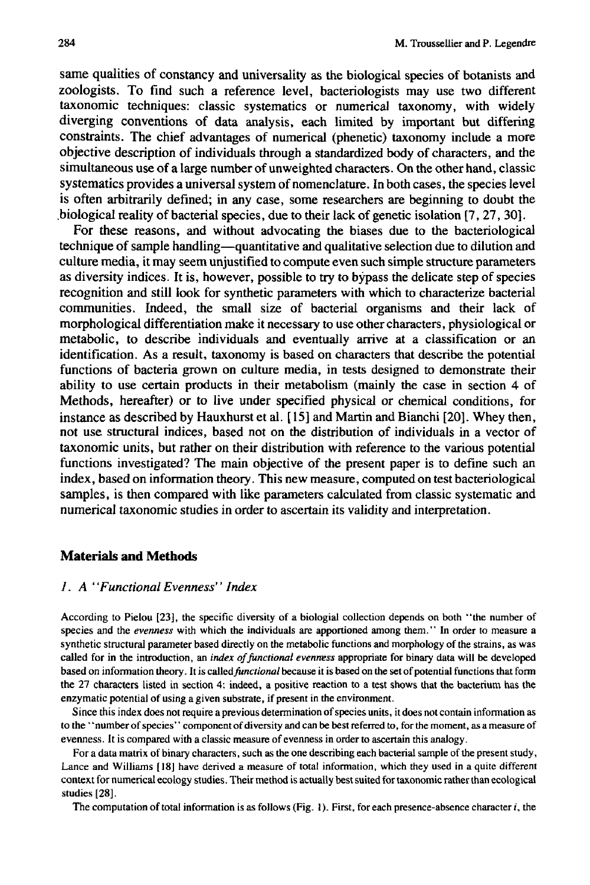same qualities of constancy and universality as the biological species of botanists and zoologists. To find such a reference level, bacteriologists may use two different taxonomic techniques: classic systematics or numerical taxonomy, with widely diverging conventions of data analysis, each limited by important but differing constraints. The chief advantages of numerical (phenetic) taxonomy include a more objective description of individuals through a standardized body of characters, and the simultaneous use of a large number of unweighted characters. On the other hand, classic systematics provides a universal system of nomenclature. In both cases, the species level is often arbitrarily defined; in any case, some researchers are beginning to doubt the biological reality of bacterial species, due to their lack of genetic isolation [7, 27, 30].

For these reasons, and without advocating the biases due to the bacteriological technique of sample handling—quantitative and qualitative selection due to dilution and culture media, it may seem unjustified to compute even such simple structure parameters as diversity indices. It is, however, possible to try to bypass the delicate step of species recognition and still look for synthetic parameters with which to characterize bacterial communities. Indeed, the small size of bacterial organisms and their lack of morphological differentiation make it necessary to use other characters, physiological or metabolic, to describe individuals and eventually arrive at a classification or an identification. As a result, taxonomy is based on characters that describe the potential functions of bacteria grown on culture media, in tests designed to demonstrate their ability to use certain products in their metabolism (mainly the case in section 4 of Methods, hereafter) or to live under specified physical or chemical conditions, for instance as described by Hauxhurst et al. [15] and Martin and Bianchi [20]. Whey then, not use structural indices, based not on the distribution of individuals in a vector of taxonomic units, but rather on their distribution with reference to the various potential functions investigated? The main objective of the present paper is to define such an index, based on information theory. This new measure, computed on test bacteriological samples, is then compared with like parameters calculated from classic systematic and numerical taxonomic studies in order to ascertain its validity and interpretation.

## Materials and Methods

### *1. A "Functional Evenness" Index*

According to Pielou [23], the specific diversity of a biologial collection depends on both "the number of species and the *evenness* with which the individuals are apportioned among them." In order to measure a synthetic structural parameter based directly on the metabolic functions and morphology of the strains, as was called for in the introduction, an *index of functional evenness* appropriate for binary data will be developed based on information theory. It is called *functional* because it is based on the set of potential functions that form the 27 characters listed in section 4: indeed, a positive reaction to a test shows that the bacterium has the enzymatic potential of using a given substrate, if present in the environment.

Since this index does not require a previous determination of species units, it does not contain information as to the "number of species" component of diversity and can be best referred to, for the moment, as a measure of evenness. It is compared with a classic measure of evenness in order to ascertain this analogy.

For a data matrix of binary characters, such as the one describing each bacterial sample of the present study, Lance and Williams [18] have derived a measure of total information, which they used in a quite different context for numerical ecology studies. Their method is actually best suited for taxonomic rather than ecological studies [28].

The computation of total information is as follows (Fig. 1). First, for each presence-absence character $i$, the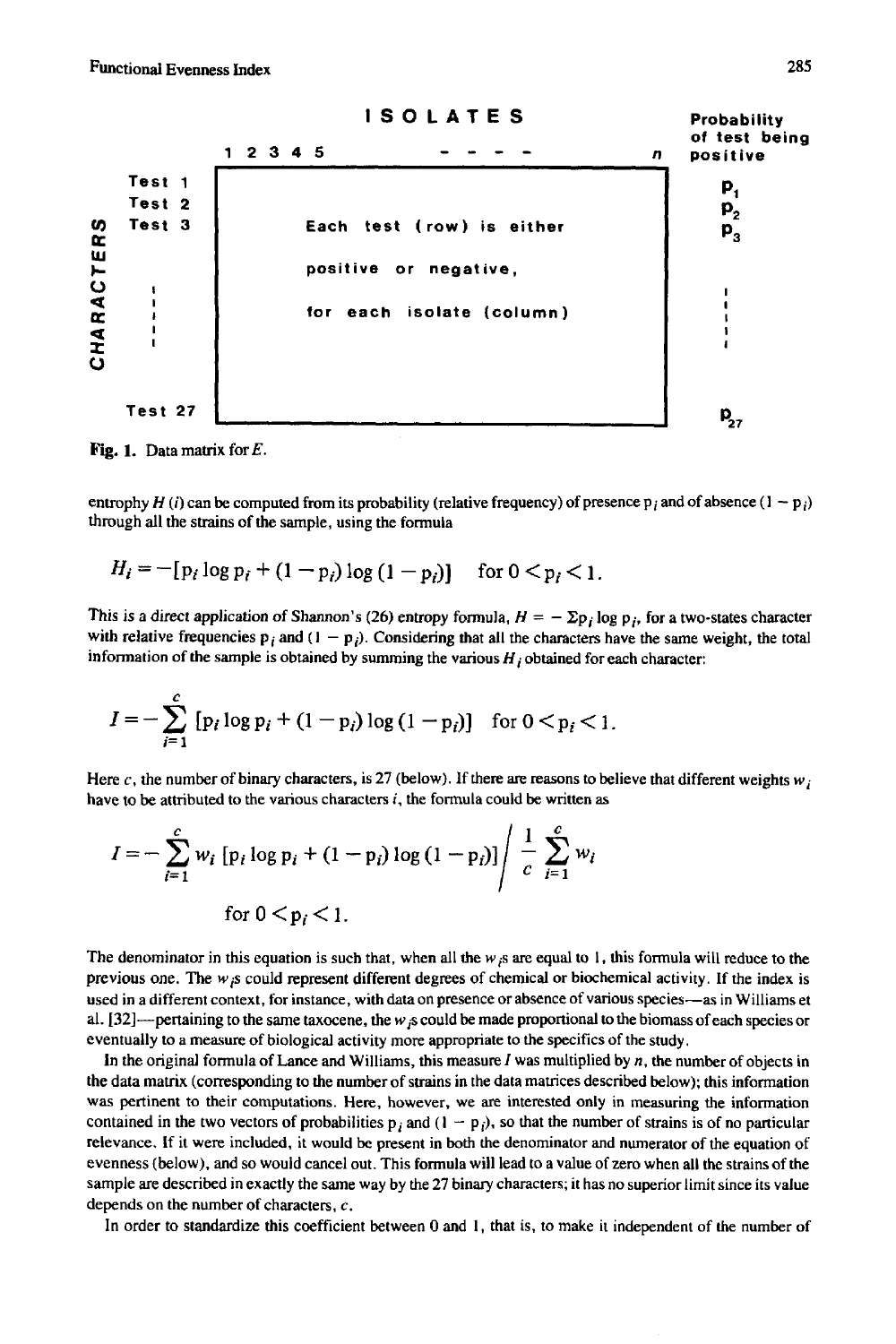| | ISOLATES | Probability of test being positive |
|---|---|---|
| | 1 2 3 4 5 - - - - n | |
| Test 1 | Each test (row) is either positive or negative, for each isolate (column) | $p_1$ |
| Test 2 | | $p_2$ |
| Test 3 | | $p_3$ |
| ⋮ | | ⋮ |
| Test 27 | | $p_{27}$ |

CHARACTERS

**Fig. 1.** Data matrix for $E$.

entrophy $H(i)$ can be computed from its probability (relative frequency) of presence $p_i$ and of absence $(1 - p_i)$ through all the strains of the sample, using the formula

$$H_i = -[p_i \log p_i + (1 - p_i) \log (1 - p_i)] \quad \text{for } 0 < p_i < 1.$$

This is a direct application of Shannon's (26) entropy formula, $H = -\Sigma p_i \log p_i$, for a two-states character with relative frequencies $p_i$ and $(1 - p_i)$. Considering that all the characters have the same weight, the total information of the sample is obtained by summing the various $H_i$ obtained for each character:

$$I = -\sum_{i=1}^{c} [p_i \log p_i + (1 - p_i) \log (1 - p_i)] \quad \text{for } 0 < p_i < 1.$$

Here $c$, the number of binary characters, is 27 (below). If there are reasons to believe that different weights $w_i$ have to be attributed to the various characters $i$, the formula could be written as

$$I = -\sum_{i=1}^{c} w_i [p_i \log p_i + (1 - p_i) \log (1 - p_i)] \Bigg/ \frac{1}{c} \sum_{i=1}^{c} w_i$$

$$\text{for } 0 < p_i < 1.$$

The denominator in this equation is such that, when all the $w_i$s are equal to 1, this formula will reduce to the previous one. The $w_i$s could represent different degrees of chemical or biochemical activity. If the index is used in a different context, for instance, with data on presence or absence of various species—as in Williams et al. [32]—pertaining to the same taxocene, the $w_i$s could be made proportional to the biomass of each species or eventually to a measure of biological activity more appropriate to the specifics of the study.

In the original formula of Lance and Williams, this measure $I$ was multiplied by $n$, the number of objects in the data matrix (corresponding to the number of strains in the data matrices described below); this information was pertinent to their computations. Here, however, we are interested only in measuring the information contained in the two vectors of probabilities $p_i$ and $(1 - p_i)$, so that the number of strains is of no particular relevance. If it were included, it would be present in both the denominator and numerator of the equation of evenness (below), and so would cancel out. This formula will lead to a value of zero when all the strains of the sample are described in exactly the same way by the 27 binary characters; it has no superior limit since its value depends on the number of characters, $c$.

In order to standardize this coefficient between 0 and 1, that is, to make it independent of the number of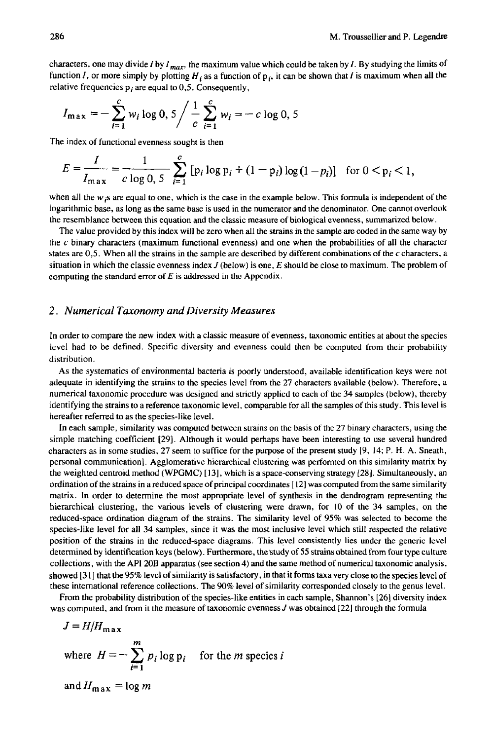characters, one may divide $I$ by $I_{max}$, the maximum value which could be taken by $I$. By studying the limits of function $I$, or more simply by plotting $H_i$ as a function of $p_i$, it can be shown that $I$ is maximum when all the relative frequencies $p_i$ are equal to 0,5. Consequently,

$$I_{max} = -\sum_{i=1}^{c} w_i \log 0,5 \Big/ \frac{1}{c} \sum_{i=1}^{c} w_i = -c \log 0,5$$

The index of functional evenness sought is then

$$E = \frac{I}{I_{max}} = \frac{1}{c \log 0,5} \sum_{i=1}^{c} [p_i \log p_i + (1 - p_i) \log (1 - p_i)] \quad \text{for } 0 < p_i < 1,$$

when all the $w_i$s are equal to one, which is the case in the example below. This formula is independent of the logarithmic base, as long as the same base is used in the numerator and the denominator. One cannot overlook the resemblance between this equation and the classic measure of biological evenness, summarized below.

The value provided by this index will be zero when all the strains in the sample are coded in the same way by the $c$ binary characters (maximum functional evenness) and one when the probabilities of all the character states are 0,5. When all the strains in the sample are described by different combinations of the $c$ characters, a situation in which the classic evenness index $J$ (below) is one, $E$ should be close to maximum. The problem of computing the standard error of $E$ is addressed in the Appendix.

## 2. *Numerical Taxonomy and Diversity Measures*

In order to compare the new index with a classic measure of evenness, taxonomic entities at about the species level had to be defined. Specific diversity and evenness could then be computed from their probability distribution.

As the systematics of environmental bacteria is poorly understood, available identification keys were not adequate in identifying the strains to the species level from the 27 characters available (below). Therefore, a numerical taxonomic procedure was designed and strictly applied to each of the 34 samples (below), thereby identifying the strains to a reference taxonomic level, comparable for all the samples of this study. This level is hereafter referred to as the species-like level.

In each sample, similarity was computed between strains on the basis of the 27 binary characters, using the simple matching coefficient [29]. Although it would perhaps have been interesting to use several hundred characters as in some studies, 27 seem to suffice for the purpose of the present study [9, 14; P. H. A. Sneath, personal communication]. Agglomerative hierarchical clustering was performed on this similarity matrix by the weighted centroid method (WPGMC) [13], which is a space-conserving strategy [28]. Simultaneously, an ordination of the strains in a reduced space of principal coordinates [12] was computed from the same similarity matrix. In order to determine the most appropriate level of synthesis in the dendrogram representing the hierarchical clustering, the various levels of clustering were drawn, for 10 of the 34 samples, on the reduced-space ordination diagram of the strains. The similarity level of 95% was selected to become the species-like level for all 34 samples, since it was the most inclusive level which still respected the relative position of the strains in the reduced-space diagrams. This level consistently lies under the generic level determined by identification keys (below). Furthermore, the study of 55 strains obtained from four type culture collections, with the API 20B apparatus (see section 4) and the same method of numerical taxonomic analysis, showed [31] that the 95% level of similarity is satisfactory, in that it forms taxa very close to the species level of these international reference collections. The 90% level of similarity corresponded closely to the genus level.

From the probability distribution of the species-like entities in each sample, Shannon's [26] diversity index was computed, and from it the measure of taxonomic evenness $J$ was obtained [22] through the formula

$$J = H/H_{max}$$

$$\text{where } H = -\sum_{i=1}^{m} p_i \log p_i \quad \text{for the } m \text{ species } i$$

$$\text{and } H_{max} = \log m$$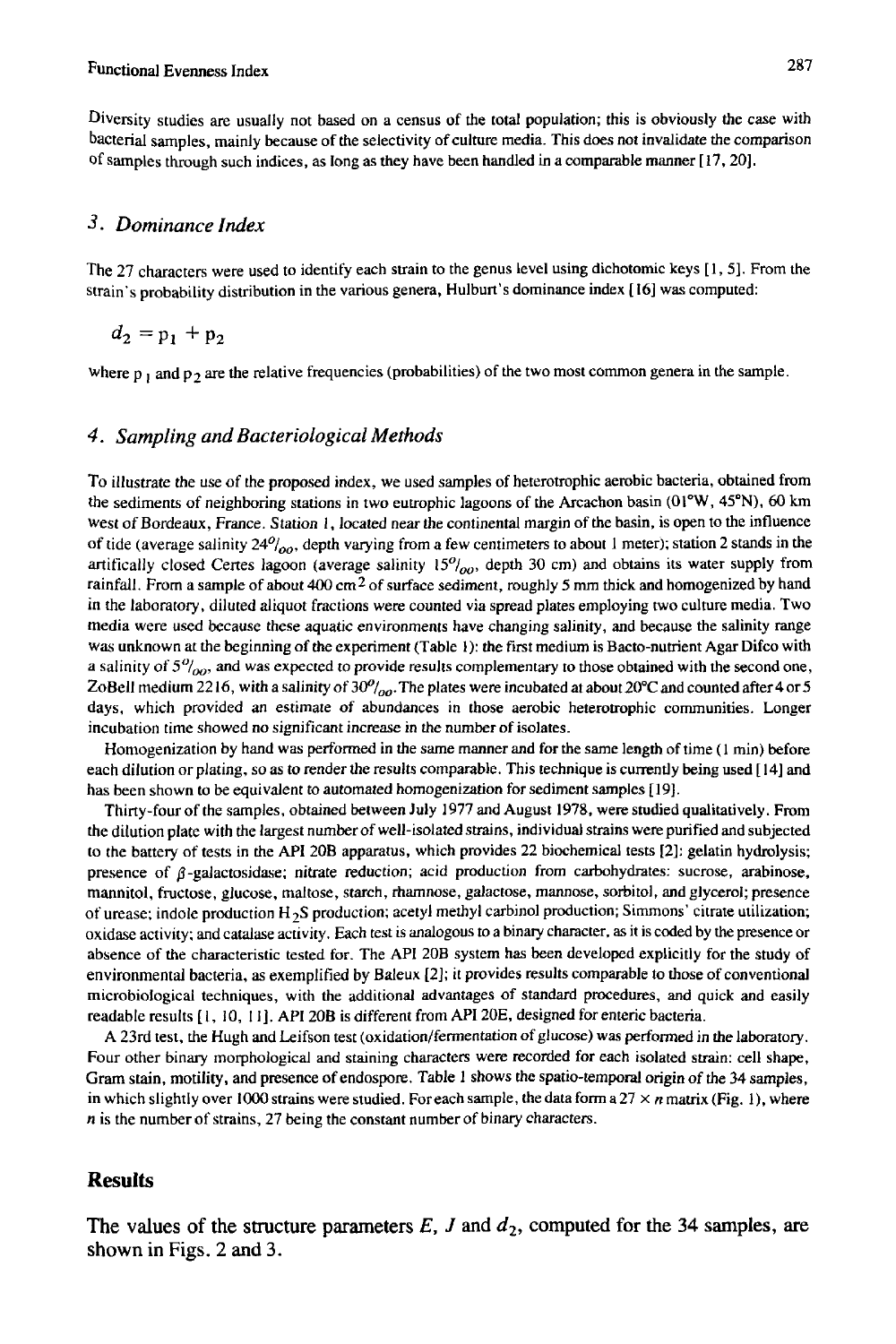Diversity studies are usually not based on a census of the total population; this is obviously the case with bacterial samples, mainly because of the selectivity of culture media. This does not invalidate the comparison of samples through such indices, as long as they have been handled in a comparable manner [17, 20].

### 3. Dominance Index

The 27 characters were used to identify each strain to the genus level using dichotomic keys [1, 5]. From the strain's probability distribution in the various genera, Hulburt's dominance index [16] was computed:

$$d_2 = p_1 + p_2$$

where $p_1$ and $p_2$ are the relative frequencies (probabilities) of the two most common genera in the sample.

### 4. Sampling and Bacteriological Methods

To illustrate the use of the proposed index, we used samples of heterotrophic aerobic bacteria, obtained from the sediments of neighboring stations in two eutrophic lagoons of the Arcachon basin (01°W, 45°N), 60 km west of Bordeaux, France. Station 1, located near the continental margin of the basin, is open to the influence of tide (average salinity 24‰, depth varying from a few centimeters to about 1 meter); station 2 stands in the artifically closed Certes lagoon (average salinity 15‰, depth 30 cm) and obtains its water supply from rainfall. From a sample of about 400 $cm^2$ of surface sediment, roughly 5 mm thick and homogenized by hand in the laboratory, diluted aliquot fractions were counted via spread plates employing two culture media. Two media were used because these aquatic environments have changing salinity, and because the salinity range was unknown at the beginning of the experiment (Table 1): the first medium is Bacto-nutrient Agar Difco with a salinity of 5‰, and was expected to provide results complementary to those obtained with the second one, ZoBell medium 2216, with a salinity of 30‰. The plates were incubated at about 20°C and counted after 4 or 5 days, which provided an estimate of abundances in those aerobic heterotrophic communities. Longer incubation time showed no significant increase in the number of isolates.

Homogenization by hand was performed in the same manner and for the same length of time (1 min) before each dilution or plating, so as to render the results comparable. This technique is currently being used [14] and has been shown to be equivalent to automated homogenization for sediment samples [19].

Thirty-four of the samples, obtained between July 1977 and August 1978, were studied qualitatively. From the dilution plate with the largest number of well-isolated strains, individual strains were purified and subjected to the battery of tests in the API 20B apparatus, which provides 22 biochemical tests [2]: gelatin hydrolysis; presence of $\beta$-galactosidase; nitrate reduction; acid production from carbohydrates: sucrose, arabinose, mannitol, fructose, glucose, maltose, starch, rhamnose, galactose, mannose, sorbitol, and glycerol; presence of urease; indole production $H_2S$ production; acetyl methyl carbinol production; Simmons' citrate utilization; oxidase activity; and catalase activity. Each test is analogous to a binary character, as it is coded by the presence or absence of the characteristic tested for. The API 20B system has been developed explicitly for the study of environmental bacteria, as exemplified by Baleux [2]; it provides results comparable to those of conventional microbiological techniques, with the additional advantages of standard procedures, and quick and easily readable results [1, 10, 11]. API 20B is different from API 20E, designed for enteric bacteria.

A 23rd test, the Hugh and Leifson test (oxidation/fermentation of glucose) was performed in the laboratory. Four other binary morphological and staining characters were recorded for each isolated strain: cell shape, Gram stain, motility, and presence of endospore. Table 1 shows the spatio-temporal origin of the 34 samples, in which slightly over 1000 strains were studied. For each sample, the data form a $27 \times n$ matrix (Fig. 1), where $n$ is the number of strains, 27 being the constant number of binary characters.

## Results

The values of the structure parameters $E$, $J$ and $d_2$, computed for the 34 samples, are shown in Figs. 2 and 3.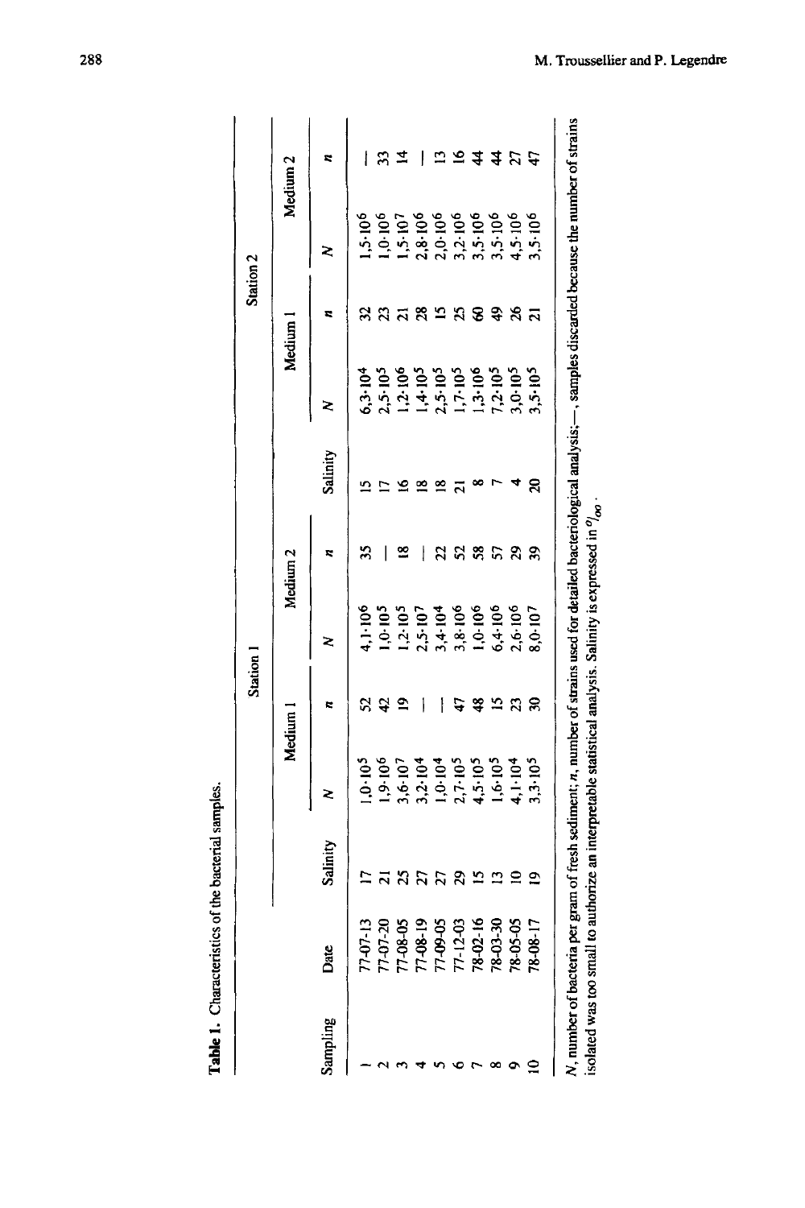**Table 1.** Characteristics of the bacterial samples.

| | | Station 1 | | | | | Station 2 | | | | |
|---|---|---|---|---|---|---|---|---|---|---|---|
| | | | Medium 1 | | Medium 2 | | | Medium 1 | | Medium 2 | |
| Sampling | Date | Salinity | *N* | *n* | *N* | *n* | Salinity | *N* | *n* | *N* | *n* |
| 1 | 77-07-13 | 17 | $1{,}0 \cdot 10^5$ | 52 | $4{,}1 \cdot 10^6$ | 35 | 15 | $6{,}3 \cdot 10^4$ | 32 | $1{,}5 \cdot 10^6$ | — |
| 2 | 77-07-20 | 21 | $1{,}9 \cdot 10^6$ | 42 | $1{,}0 \cdot 10^5$ | — | 17 | $2{,}5 \cdot 10^5$ | 23 | $1{,}0 \cdot 10^6$ | 33 |
| 3 | 77-08-05 | 25 | $3{,}6 \cdot 10^7$ | 19 | $1{,}2 \cdot 10^5$ | 18 | 16 | $1{,}2 \cdot 10^6$ | 21 | $1{,}5 \cdot 10^7$ | 14 |
| 4 | 77-08-19 | 27 | $3{,}2 \cdot 10^4$ | — | $2{,}5 \cdot 10^7$ | — | 18 | $1{,}4 \cdot 10^5$ | 28 | $2{,}8 \cdot 10^6$ | — |
| 5 | 77-09-05 | 27 | $1{,}0 \cdot 10^4$ | — | $3{,}4 \cdot 10^4$ | 22 | 18 | $2{,}5 \cdot 10^5$ | 15 | $2{,}0 \cdot 10^6$ | 13 |
| 6 | 77-12-03 | 29 | $2{,}7 \cdot 10^5$ | 47 | $3{,}8 \cdot 10^6$ | 52 | 21 | $1{,}7 \cdot 10^5$ | 25 | $3{,}2 \cdot 10^6$ | 16 |
| 7 | 78-02-16 | 15 | $4{,}5 \cdot 10^5$ | 48 | $1{,}0 \cdot 10^6$ | 58 | 8 | $1{,}3 \cdot 10^6$ | 60 | $3{,}5 \cdot 10^6$ | 44 |
| 8 | 78-03-30 | 13 | $1{,}6 \cdot 10^5$ | 15 | $6{,}4 \cdot 10^6$ | 57 | 7 | $7{,}2 \cdot 10^5$ | 49 | $3{,}5 \cdot 10^6$ | 44 |
| 9 | 78-05-05 | 10 | $4{,}1 \cdot 10^4$ | 23 | $2{,}6 \cdot 10^6$ | 29 | 4 | $3{,}0 \cdot 10^5$ | 26 | $4{,}5 \cdot 10^6$ | 27 |
| 10 | 78-08-17 | 19 | $3{,}3 \cdot 10^5$ | 30 | $8{,}0 \cdot 10^7$ | 39 | 20 | $3{,}5 \cdot 10^5$ | 21 | $3{,}5 \cdot 10^6$ | 47 |

*N*, number of bacteria per gram of fresh sediment; *n*, number of strains used for detailed bacteriological analysis; —, samples discarded because the number of strains isolated was too small to authorize an interpretable statistical analysis. Salinity is expressed in ‰.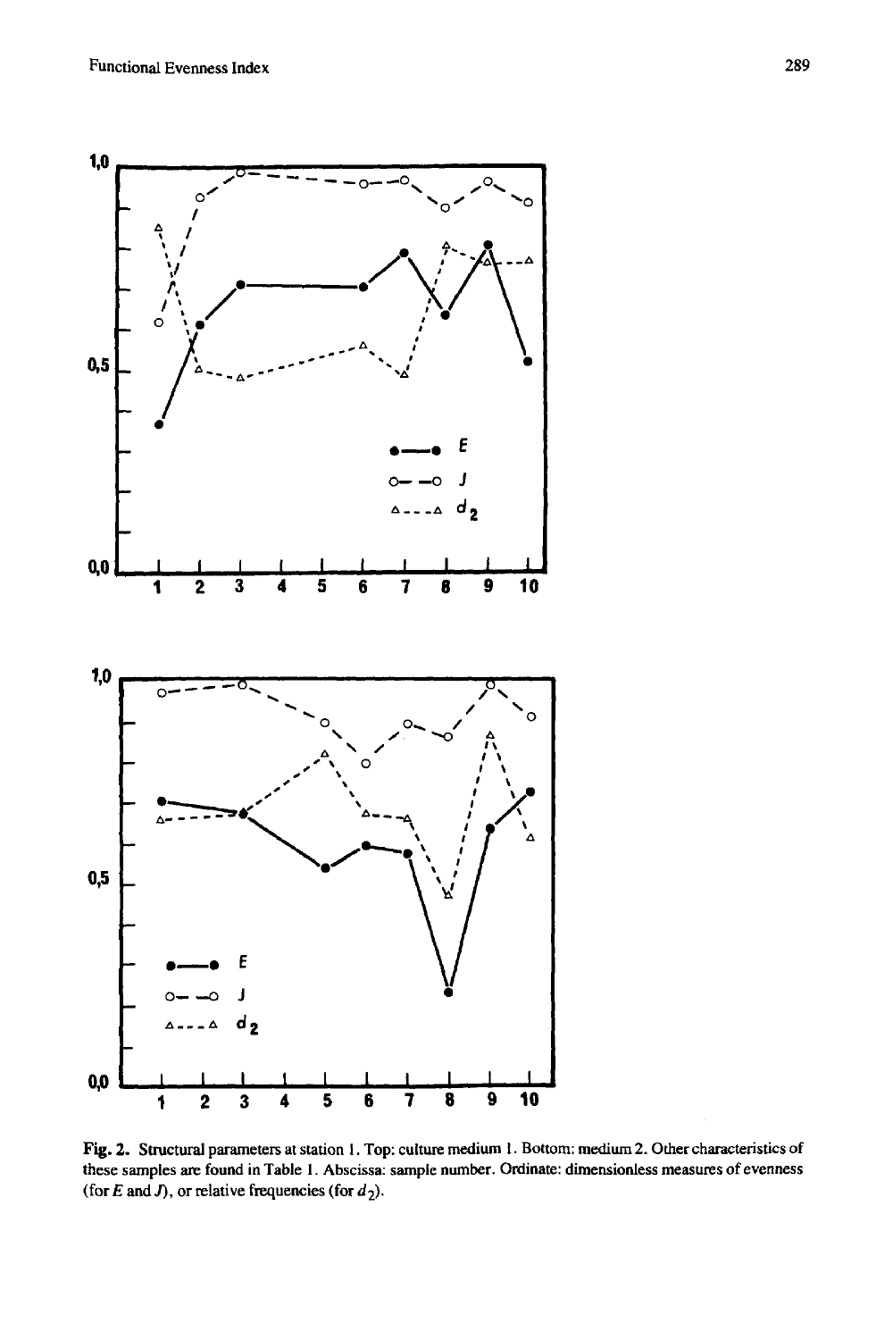Fig. 2. Structural parameters at station 1. Top: culture medium 1. Bottom: medium 2. Other characteristics of these samples are found in Table 1. Abscissa: sample number. Ordinate: dimensionless measures of evenness (for $E$ and $J$), or relative frequencies (for $d_2$).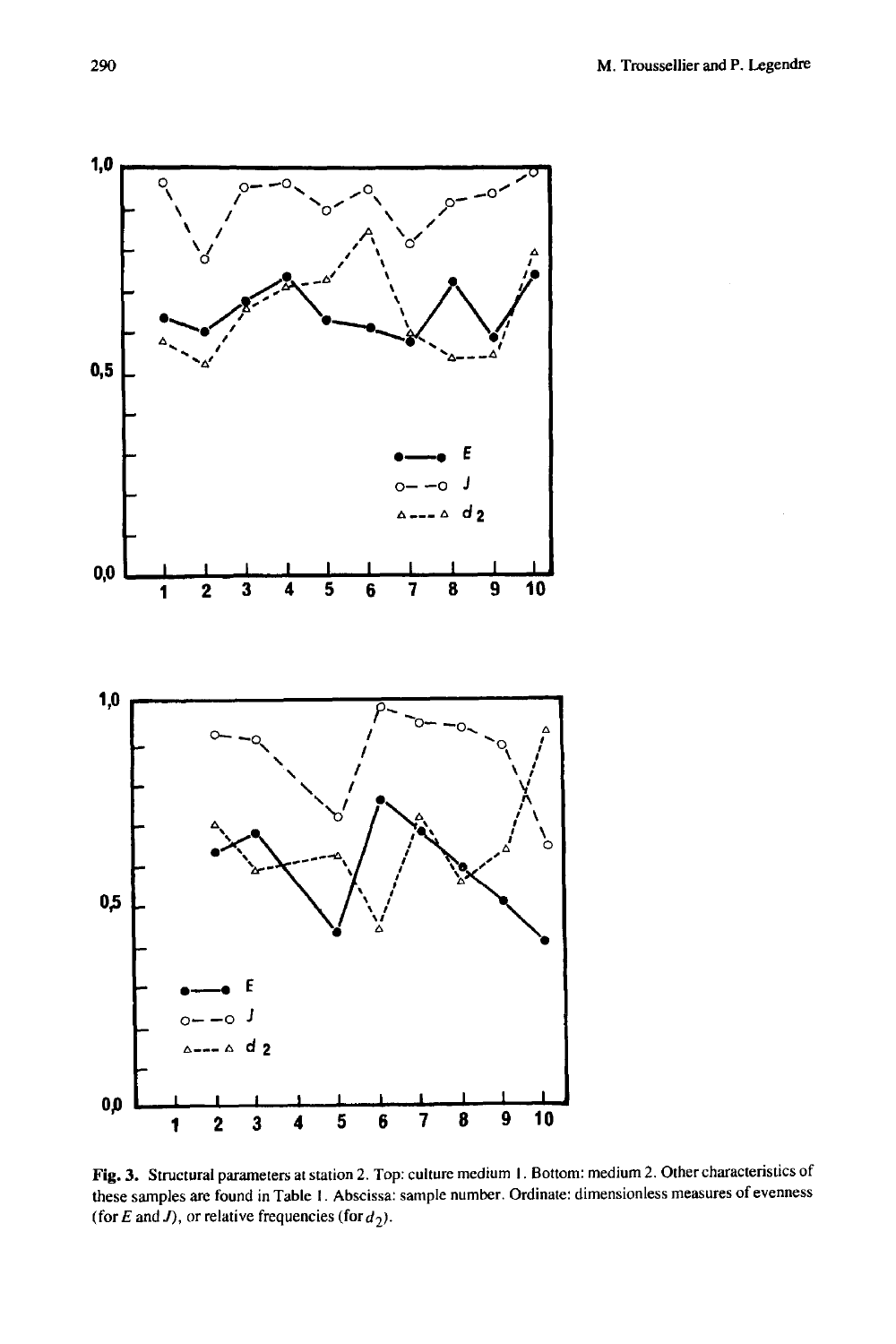Fig. 3. Structural parameters at station 2. Top: culture medium 1. Bottom: medium 2. Other characteristics of these samples are found in Table 1. Abscissa: sample number. Ordinate: dimensionless measures of evenness (for $E$ and $J$), or relative frequencies (for $d_2$).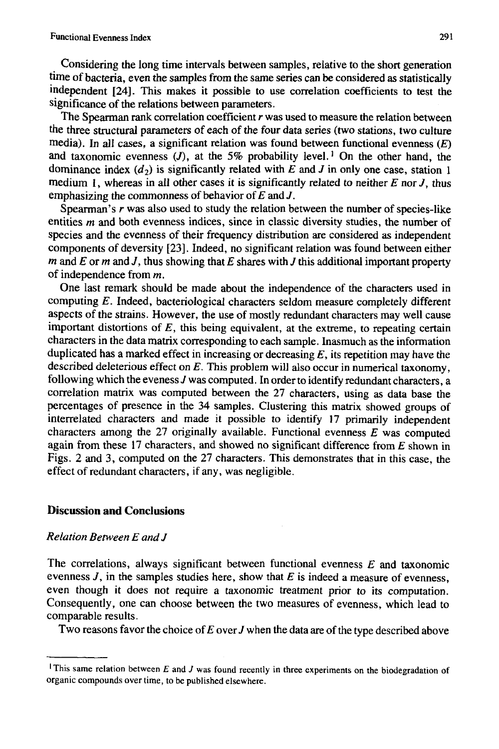Considering the long time intervals between samples, relative to the short generation time of bacteria, even the samples from the same series can be considered as statistically independent [24]. This makes it possible to use correlation coefficients to test the significance of the relations between parameters.

The Spearman rank correlation coefficient $r$ was used to measure the relation between the three structural parameters of each of the four data series (two stations, two culture media). In all cases, a significant relation was found between functional evenness ($E$) and taxonomic evenness ($J$), at the 5% probability level.[1] On the other hand, the dominance index ($d_2$) is significantly related with $E$ and $J$ in only one case, station 1 medium 1, whereas in all other cases it is significantly related to neither $E$ nor $J$, thus emphasizing the commonness of behavior of $E$ and $J$.

Spearman's $r$ was also used to study the relation between the number of species-like entities $m$ and both evenness indices, since in classic diversity studies, the number of species and the evenness of their frequency distribution are considered as independent components of deversity [23]. Indeed, no significant relation was found between either $m$ and $E$ or $m$ and $J$, thus showing that $E$ shares with $J$ this additional important property of independence from $m$.

One last remark should be made about the independence of the characters used in computing $E$. Indeed, bacteriological characters seldom measure completely different aspects of the strains. However, the use of mostly redundant characters may well cause important distortions of $E$, this being equivalent, at the extreme, to repeating certain characters in the data matrix corresponding to each sample. Inasmuch as the information duplicated has a marked effect in increasing or decreasing $E$, its repetition may have the described deleterious effect on $E$. This problem will also occur in numerical taxonomy, following which the eveness $J$ was computed. In order to identify redundant characters, a correlation matrix was computed between the 27 characters, using as data base the percentages of presence in the 34 samples. Clustering this matrix showed groups of interrelated characters and made it possible to identify 17 primarily independent characters among the 27 originally available. Functional evenness $E$ was computed again from these 17 characters, and showed no significant difference from $E$ shown in Figs. 2 and 3, computed on the 27 characters. This demonstrates that in this case, the effect of redundant characters, if any, was negligible.

## Discussion and Conclusions

### *Relation Between E and J*

The correlations, always significant between functional evenness $E$ and taxonomic evenness $J$, in the samples studies here, show that $E$ is indeed a measure of evenness, even though it does not require a taxonomic treatment prior to its computation. Consequently, one can choose between the two measures of evenness, which lead to comparable results.

Two reasons favor the choice of $E$ over $J$ when the data are of the type described above

---

[1] This same relation between $E$ and $J$ was found recently in three experiments on the biodegradation of organic compounds over time, to be published elsewhere.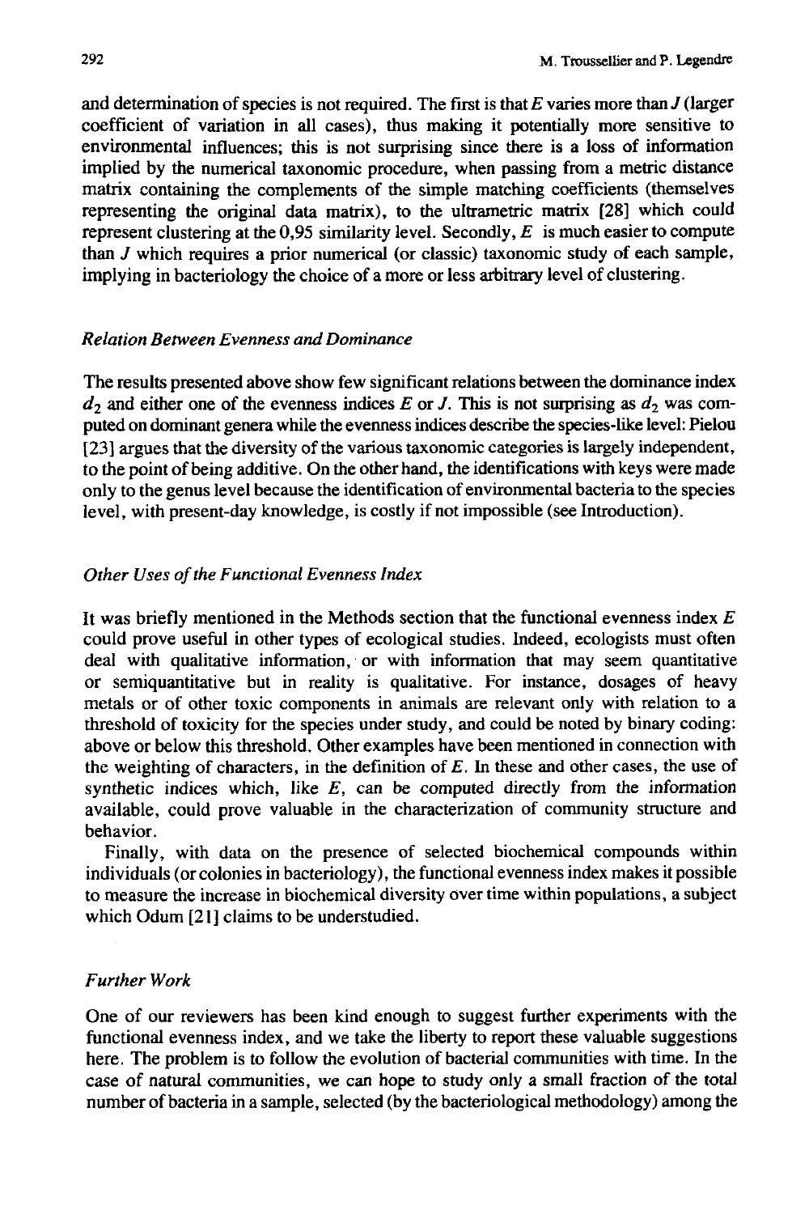and determination of species is not required. The first is that $E$ varies more than $J$ (larger coefficient of variation in all cases), thus making it potentially more sensitive to environmental influences; this is not surprising since there is a loss of information implied by the numerical taxonomic procedure, when passing from a metric distance matrix containing the complements of the simple matching coefficients (themselves representing the original data matrix), to the ultrametric matrix [28] which could represent clustering at the 0,95 similarity level. Secondly, $E$ is much easier to compute than $J$ which requires a prior numerical (or classic) taxonomic study of each sample, implying in bacteriology the choice of a more or less arbitrary level of clustering.

### *Relation Between Evenness and Dominance*

The results presented above show few significant relations between the dominance index $d_2$ and either one of the evenness indices $E$ or $J$. This is not surprising as $d_2$ was computed on dominant genera while the evenness indices describe the species-like level: Pielou [23] argues that the diversity of the various taxonomic categories is largely independent, to the point of being additive. On the other hand, the identifications with keys were made only to the genus level because the identification of environmental bacteria to the species level, with present-day knowledge, is costly if not impossible (see Introduction).

### *Other Uses of the Functional Evenness Index*

It was briefly mentioned in the Methods section that the functional evenness index $E$ could prove useful in other types of ecological studies. Indeed, ecologists must often deal with qualitative information, or with information that may seem quantitative or semiquantitative but in reality is qualitative. For instance, dosages of heavy metals or of other toxic components in animals are relevant only with relation to a threshold of toxicity for the species under study, and could be noted by binary coding: above or below this threshold. Other examples have been mentioned in connection with the weighting of characters, in the definition of $E$. In these and other cases, the use of synthetic indices which, like $E$, can be computed directly from the information available, could prove valuable in the characterization of community structure and behavior.

Finally, with data on the presence of selected biochemical compounds within individuals (or colonies in bacteriology), the functional evenness index makes it possible to measure the increase in biochemical diversity over time within populations, a subject which Odum [21] claims to be understudied.

### *Further Work*

One of our reviewers has been kind enough to suggest further experiments with the functional evenness index, and we take the liberty to report these valuable suggestions here. The problem is to follow the evolution of bacterial communities with time. In the case of natural communities, we can hope to study only a small fraction of the total number of bacteria in a sample, selected (by the bacteriological methodology) among the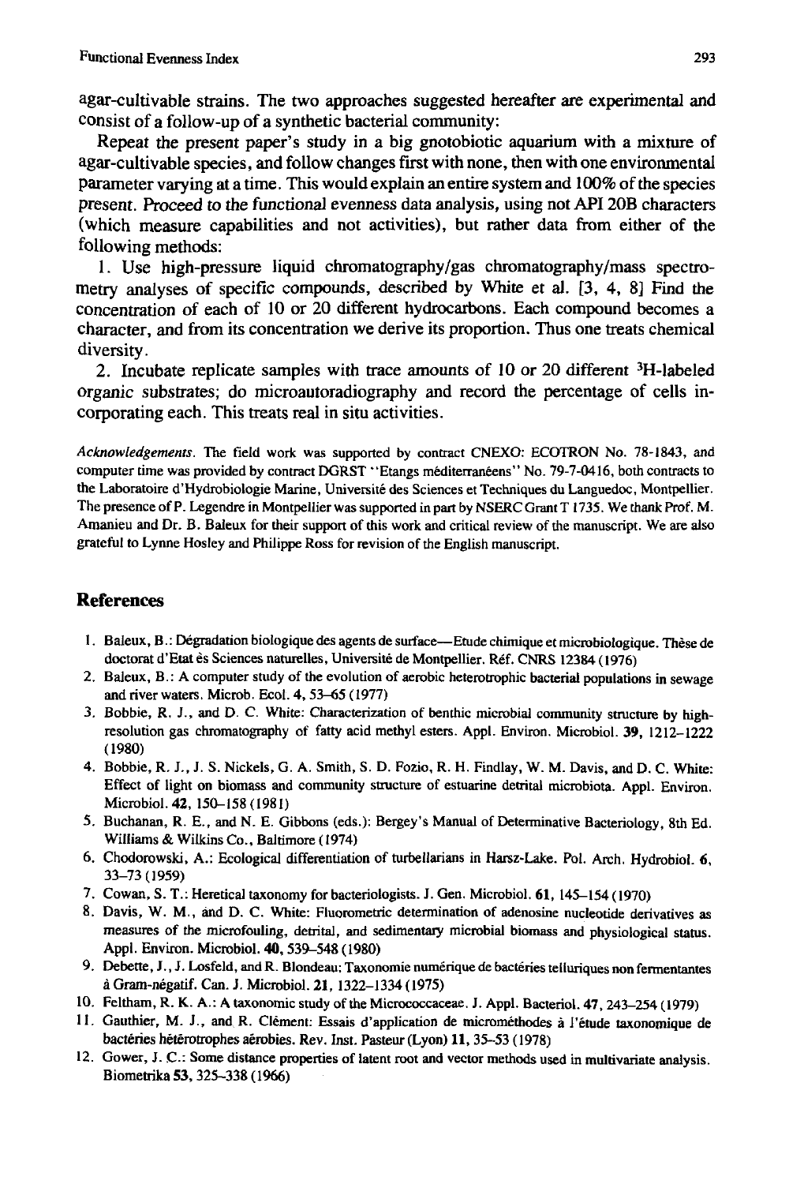agar-cultivable strains. The two approaches suggested hereafter are experimental and consist of a follow-up of a synthetic bacterial community:

Repeat the present paper's study in a big gnotobiotic aquarium with a mixture of agar-cultivable species, and follow changes first with none, then with one environmental parameter varying at a time. This would explain an entire system and 100% of the species present. Proceed to the functional evenness data analysis, using not API 20B characters (which measure capabilities and not activities), but rather data from either of the following methods:

1. Use high-pressure liquid chromatography/gas chromatography/mass spectrometry analyses of specific compounds, described by White et al. [3, 4, 8] Find the concentration of each of 10 or 20 different hydrocarbons. Each compound becomes a character, and from its concentration we derive its proportion. Thus one treats chemical diversity.

2. Incubate replicate samples with trace amounts of 10 or 20 different $^{3}$H-labeled organic substrates; do microautoradiography and record the percentage of cells incorporating each. This treats real in situ activities.

*Acknowledgements.* The field work was supported by contract CNEXO: ECOTRON No. 78-1843, and computer time was provided by contract DGRST "Etangs méditerranéens" No. 79-7-0416, both contracts to the Laboratoire d'Hydrobiologie Marine, Université des Sciences et Techniques du Languedoc, Montpellier. The presence of P. Legendre in Montpellier was supported in part by NSERC Grant T 1735. We thank Prof. M. Amanieu and Dr. B. Baleux for their support of this work and critical review of the manuscript. We are also grateful to Lynne Hosley and Philippe Ross for revision of the English manuscript.

## References

1. Baleux, B.: Dégradation biologique des agents de surface—Etude chimique et microbiologique. Thèse de doctorat d'Etat ès Sciences naturelles, Université de Montpellier. Réf. CNRS 12384 (1976)
2. Baleux, B.: A computer study of the evolution of aerobic heterotrophic bacterial populations in sewage and river waters. Microb. Ecol. 4, 53–65 (1977)
3. Bobbie, R. J., and D. C. White: Characterization of benthic microbial community structure by high-resolution gas chromatography of fatty acid methyl esters. Appl. Environ. Microbiol. 39, 1212–1222 (1980)
4. Bobbie, R. J., J. S. Nickels, G. A. Smith, S. D. Fozio, R. H. Findlay, W. M. Davis, and D. C. White: Effect of light on biomass and community structure of estuarine detrital microbiota. Appl. Environ. Microbiol. 42, 150–158 (1981)
5. Buchanan, R. E., and N. E. Gibbons (eds.): Bergey's Manual of Determinative Bacteriology, 8th Ed. Williams & Wilkins Co., Baltimore (1974)
6. Chodorowski, A.: Ecological differentiation of turbellarians in Harsz-Lake. Pol. Arch. Hydrobiol. 6, 33–73 (1959)
7. Cowan, S. T.: Heretical taxonomy for bacteriologists. J. Gen. Microbiol. 61, 145–154 (1970)
8. Davis, W. M., and D. C. White: Fluorometric determination of adenosine nucleotide derivatives as measures of the microfouling, detrital, and sedimentary microbial biomass and physiological status. Appl. Environ. Microbiol. 40, 539–548 (1980)
9. Debette, J., J. Losfeld, and R. Blondeau: Taxonomie numérique de bactéries telluriques non fermentantes à Gram-négatif. Can. J. Microbiol. 21, 1322–1334 (1975)
10. Feltham, R. K. A.: A taxonomic study of the Micrococcaceae. J. Appl. Bacteriol. 47, 243–254 (1979)
11. Gauthier, M. J., and R. Clément: Essais d'application de microméthodes à l'étude taxonomique de bactéries hétérotrophes aérobies. Rev. Inst. Pasteur (Lyon) 11, 35–53 (1978)
12. Gower, J. C.: Some distance properties of latent root and vector methods used in multivariate analysis. Biometrika 53, 325–338 (1966)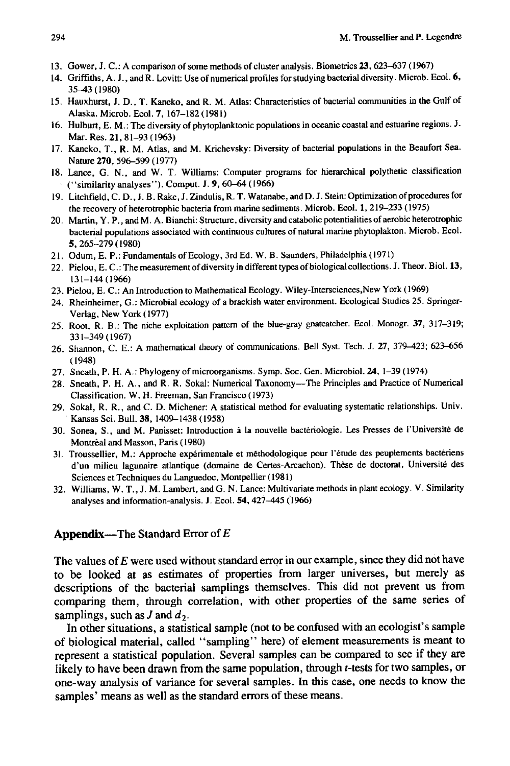13. Gower, J. C.: A comparison of some methods of cluster analysis. Biometrics **23**, 623–637 (1967)
14. Griffiths, A. J., and R. Lovitt: Use of numerical profiles for studying bacterial diversity. Microb. Ecol. **6**, 35–43 (1980)
15. Hauxhurst, J. D., T. Kaneko, and R. M. Atlas: Characteristics of bacterial communities in the Gulf of Alaska. Microb. Ecol. **7**, 167–182 (1981)
16. Hulburt, E. M.: The diversity of phytoplanktonic populations in oceanic coastal and estuarine regions. J. Mar. Res. **21**, 81–93 (1963)
17. Kaneko, T., R. M. Atlas, and M. Krichevsky: Diversity of bacterial populations in the Beaufort Sea. Nature **270**, 596–599 (1977)
18. Lance, G. N., and W. T. Williams: Computer programs for hierarchical polythetic classification ("similarity analyses"). Comput. J. **9**, 60–64 (1966)
19. Litchfield, C. D., J. B. Rake, J. Zindulis, R. T. Watanabe, and D. J. Stein: Optimization of procedures for the recovery of heterotrophic bacteria from marine sediments. Microb. Ecol. **1**, 219–233 (1975)
20. Martin, Y. P., and M. A. Bianchi: Structure, diversity and catabolic potentialities of aerobic heterotrophic bacterial populations associated with continuous cultures of natural marine phytoplakton. Microb. Ecol. **5**, 265–279 (1980)
21. Odum, E. P.: Fundamentals of Ecology, 3rd Ed. W. B. Saunders, Philadelphia (1971)
22. Pielou, E. C.: The measurement of diversity in different types of biological collections. J. Theor. Biol. **13**, 131–144 (1966)
23. Pielou, E. C.: An Introduction to Mathematical Ecology. Wiley-Intersciences, New York (1969)
24. Rheinheimer, G.: Microbial ecology of a brackish water environment. Ecological Studies 25. Springer-Verlag, New York (1977)
25. Root, R. B.: The niche exploitation pattern of the blue-gray gnatcatcher. Ecol. Monogr. **37**, 317–319; 331–349 (1967)
26. Shannon, C. E.: A mathematical theory of communications. Bell Syst. Tech. J. **27**, 379–423; 623–656 (1948)
27. Sneath, P. H. A.: Phylogeny of microorganisms. Symp. Soc. Gen. Microbiol. **24**, 1–39 (1974)
28. Sneath, P. H. A., and R. R. Sokal: Numerical Taxonomy—The Principles and Practice of Numerical Classification. W. H. Freeman, San Francisco (1973)
29. Sokal, R. R., and C. D. Michener: A statistical method for evaluating systematic relationships. Univ. Kansas Sci. Bull. **38**, 1409–1438 (1958)
30. Sonea, S., and M. Panisset: Introduction à la nouvelle bactériologie. Les Presses de l'Université de Montréal and Masson, Paris (1980)
31. Troussellier, M.: Approche expérimentale et méthodologique pour l'étude des peuplements bactériens d'un milieu lagunaire atlantique (domaine de Certes-Arcachon). Thèse de doctorat, Université des Sciences et Techniques du Languedoc, Montpellier (1981)
32. Williams, W. T., J. M. Lambert, and G. N. Lance: Multivariate methods in plant ecology. V. Similarity analyses and information-analysis. J. Ecol. **54**, 427–445 (1966)

## Appendix—The Standard Error of $E$

The values of $E$ were used without standard error in our example, since they did not have to be looked at as estimates of properties from larger universes, but merely as descriptions of the bacterial samplings themselves. This did not prevent us from comparing them, through correlation, with other properties of the same series of samplings, such as $J$ and $d_2$.

In other situations, a statistical sample (not to be confused with an ecologist's sample of biological material, called "sampling" here) of element measurements is meant to represent a statistical population. Several samples can be compared to see if they are likely to have been drawn from the same population, through $t$-tests for two samples, or one-way analysis of variance for several samples. In this case, one needs to know the samples' means as well as the standard errors of these means.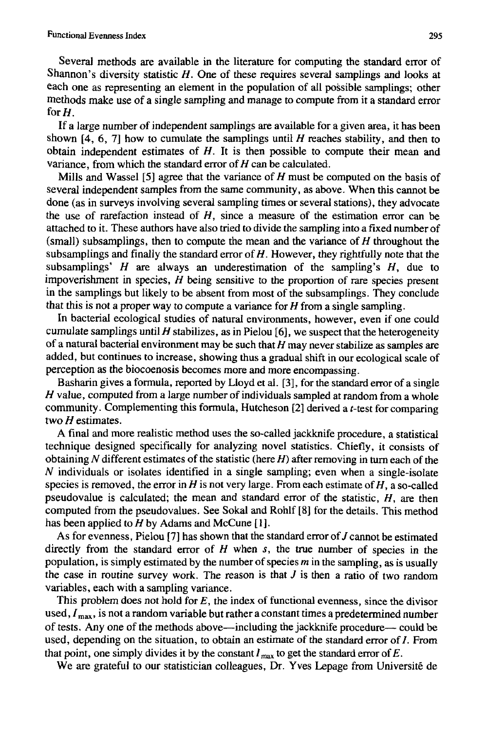Several methods are available in the literature for computing the standard error of Shannon's diversity statistic $H$. One of these requires several samplings and looks at each one as representing an element in the population of all possible samplings; other methods make use of a single sampling and manage to compute from it a standard error for $H$.

If a large number of independent samplings are available for a given area, it has been shown [4, 6, 7] how to cumulate the samplings until $H$ reaches stability, and then to obtain independent estimates of $H$. It is then possible to compute their mean and variance, from which the standard error of $H$ can be calculated.

Mills and Wassel [5] agree that the variance of $H$ must be computed on the basis of several independent samples from the same community, as above. When this cannot be done (as in surveys involving several sampling times or several stations), they advocate the use of rarefaction instead of $H$, since a measure of the estimation error can be attached to it. These authors have also tried to divide the sampling into a fixed number of (small) subsamplings, then to compute the mean and the variance of $H$ throughout the subsamplings and finally the standard error of $H$. However, they rightfully note that the subsamplings' $H$ are always an underestimation of the sampling's $H$, due to impoverishment in species, $H$ being sensitive to the proportion of rare species present in the samplings but likely to be absent from most of the subsamplings. They conclude that this is not a proper way to compute a variance for $H$ from a single sampling.

In bacterial ecological studies of natural environments, however, even if one could cumulate samplings until $H$ stabilizes, as in Pielou [6], we suspect that the heterogeneity of a natural bacterial environment may be such that $H$ may never stabilize as samples are added, but continues to increase, showing thus a gradual shift in our ecological scale of perception as the biocoenosis becomes more and more encompassing.

Basharin gives a formula, reported by Lloyd et al. [3], for the standard error of a single $H$ value, computed from a large number of individuals sampled at random from a whole community. Complementing this formula, Hutcheson [2] derived a $t$-test for comparing two $H$ estimates.

A final and more realistic method uses the so-called jackknife procedure, a statistical technique designed specifically for analyzing novel statistics. Chiefly, it consists of obtaining $N$ different estimates of the statistic (here $H$) after removing in turn each of the $N$ individuals or isolates identified in a single sampling; even when a single-isolate species is removed, the error in $H$ is not very large. From each estimate of $H$, a so-called pseudovalue is calculated; the mean and standard error of the statistic, $H$, are then computed from the pseudovalues. See Sokal and Rohlf [8] for the details. This method has been applied to $H$ by Adams and McCune [1].

As for evenness, Pielou [7] has shown that the standard error of $J$ cannot be estimated directly from the standard error of $H$ when $s$, the true number of species in the population, is simply estimated by the number of species $m$ in the sampling, as is usually the case in routine survey work. The reason is that $J$ is then a ratio of two random variables, each with a sampling variance.

This problem does not hold for $E$, the index of functional evenness, since the divisor used, $I_{max}$, is not a random variable but rather a constant times a predetermined number of tests. Any one of the methods above—including the jackknife procedure— could be used, depending on the situation, to obtain an estimate of the standard error of $I$. From that point, one simply divides it by the constant $I_{max}$ to get the standard error of $E$.

We are grateful to our statistician colleagues, Dr. Yves Lepage from Université de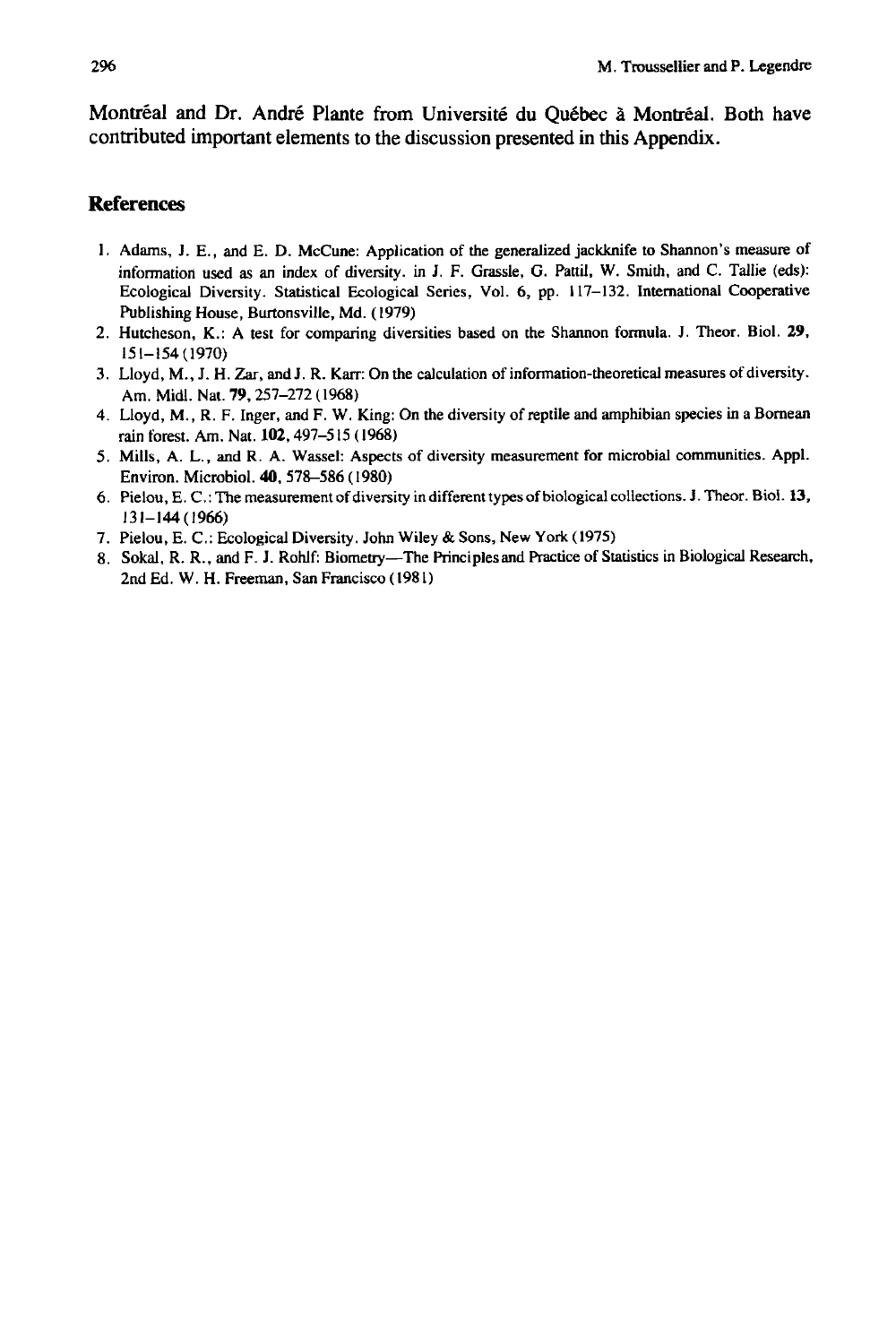Montréal and Dr. André Plante from Université du Québec à Montréal. Both have contributed important elements to the discussion presented in this Appendix.

## References

1. Adams, J. E., and E. D. McCune: Application of the generalized jackknife to Shannon's measure of information used as an index of diversity. in J. F. Grassle, G. Pattil, W. Smith, and C. Tallie (eds): Ecological Diversity. Statistical Ecological Series, Vol. 6, pp. 117–132. International Cooperative Publishing House, Burtonsville, Md. (1979)
2. Hutcheson, K.: A test for comparing diversities based on the Shannon formula. J. Theor. Biol. **29**, 151–154 (1970)
3. Lloyd, M., J. H. Zar, and J. R. Karr: On the calculation of information-theoretical measures of diversity. Am. Midl. Nat. **79**, 257–272 (1968)
4. Lloyd, M., R. F. Inger, and F. W. King: On the diversity of reptile and amphibian species in a Bornean rain forest. Am. Nat. **102**, 497–515 (1968)
5. Mills, A. L., and R. A. Wassel: Aspects of diversity measurement for microbial communities. Appl. Environ. Microbiol. **40**, 578–586 (1980)
6. Pielou, E. C.: The measurement of diversity in different types of biological collections. J. Theor. Biol. **13**, 131–144 (1966)
7. Pielou, E. C.: Ecological Diversity. John Wiley & Sons, New York (1975)
8. Sokal, R. R., and F. J. Rohlf: Biometry—The Principles and Practice of Statistics in Biological Research, 2nd Ed. W. H. Freeman, San Francisco (1981)